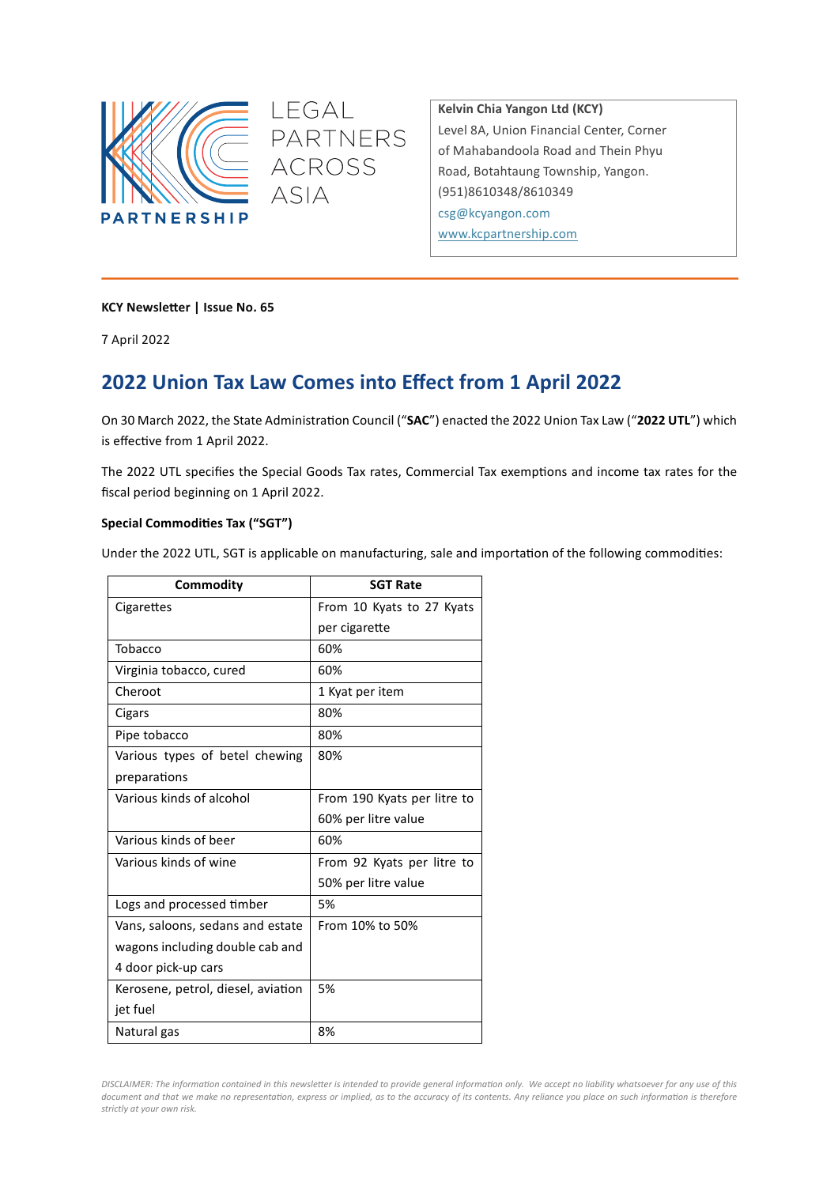LEGAL PARTNERS ACROSS ASIA

KC PARTNERSHIP

**Kelvin Chia Yangon Ltd (KCY)**
Level 8A, Union Financial Center, Corner of Mahabandoola Road and Thein Phyu Road, Botahtaung Township, Yangon.
(951)8610348/8610349
csg@kcyangon.com
www.kcpartnership.com

**KCY Newsletter | Issue No. 65**

7 April 2022

# 2022 Union Tax Law Comes into Effect from 1 April 2022

On 30 March 2022, the State Administration Council ("**SAC**") enacted the 2022 Union Tax Law ("**2022 UTL**") which is effective from 1 April 2022.

The 2022 UTL specifies the Special Goods Tax rates, Commercial Tax exemptions and income tax rates for the fiscal period beginning on 1 April 2022.

**Special Commodities Tax ("SGT")**

Under the 2022 UTL, SGT is applicable on manufacturing, sale and importation of the following commodities:

| Commodity | SGT Rate |
|---|---|
| Cigarettes | From 10 Kyats to 27 Kyats per cigarette |
| Tobacco | 60% |
| Virginia tobacco, cured | 60% |
| Cheroot | 1 Kyat per item |
| Cigars | 80% |
| Pipe tobacco | 80% |
| Various types of betel chewing preparations | 80% |
| Various kinds of alcohol | From 190 Kyats per litre to 60% per litre value |
| Various kinds of beer | 60% |
| Various kinds of wine | From 92 Kyats per litre to 50% per litre value |
| Logs and processed timber | 5% |
| Vans, saloons, sedans and estate wagons including double cab and 4 door pick-up cars | From 10% to 50% |
| Kerosene, petrol, diesel, aviation jet fuel | 5% |
| Natural gas | 8% |

*DISCLAIMER: The information contained in this newsletter is intended to provide general information only. We accept no liability whatsoever for any use of this document and that we make no representation, express or implied, as to the accuracy of its contents. Any reliance you place on such information is therefore strictly at your own risk.*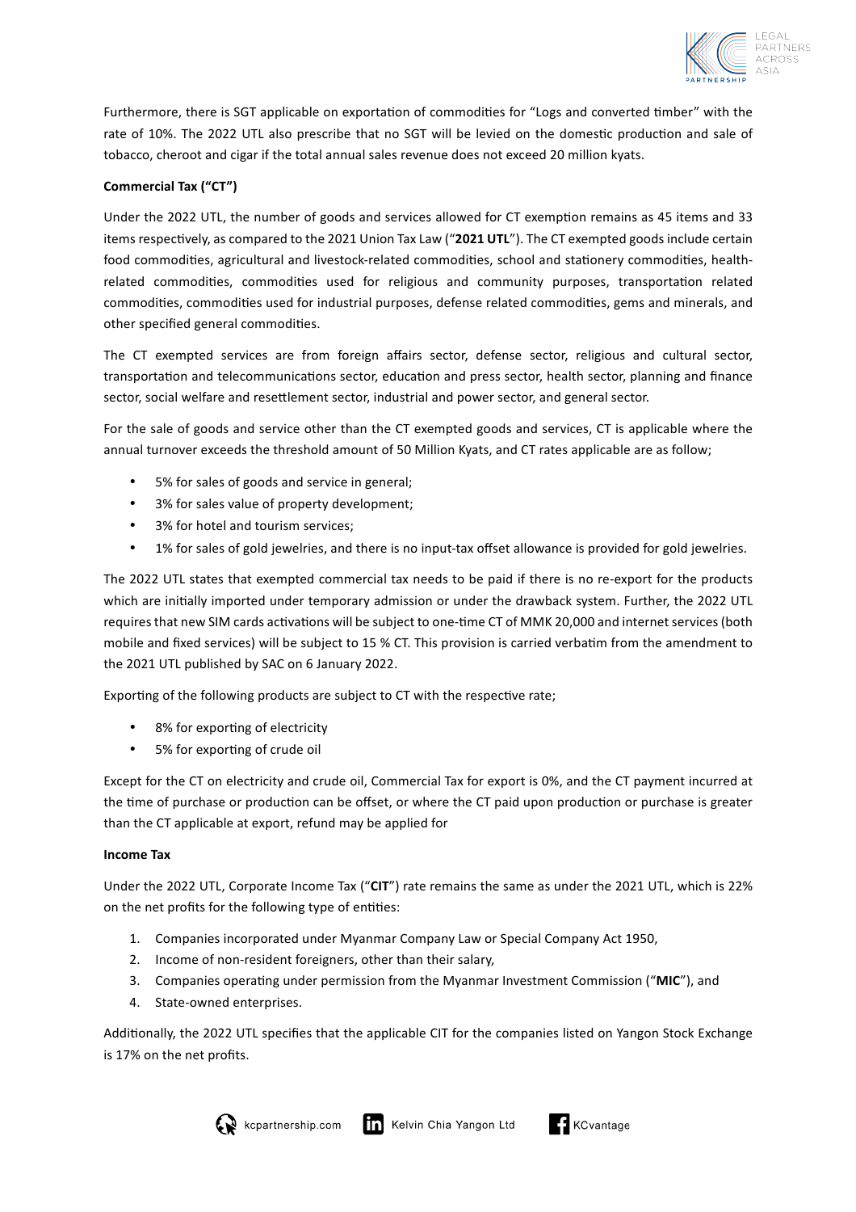Furthermore, there is SGT applicable on exportation of commodities for "Logs and converted timber" with the rate of 10%. The 2022 UTL also prescribe that no SGT will be levied on the domestic production and sale of tobacco, cheroot and cigar if the total annual sales revenue does not exceed 20 million kyats.

**Commercial Tax ("CT")**

Under the 2022 UTL, the number of goods and services allowed for CT exemption remains as 45 items and 33 items respectively, as compared to the 2021 Union Tax Law ("**2021 UTL**"). The CT exempted goods include certain food commodities, agricultural and livestock-related commodities, school and stationery commodities, health-related commodities, commodities used for religious and community purposes, transportation related commodities, commodities used for industrial purposes, defense related commodities, gems and minerals, and other specified general commodities.

The CT exempted services are from foreign affairs sector, defense sector, religious and cultural sector, transportation and telecommunications sector, education and press sector, health sector, planning and finance sector, social welfare and resettlement sector, industrial and power sector, and general sector.

For the sale of goods and service other than the CT exempted goods and services, CT is applicable where the annual turnover exceeds the threshold amount of 50 Million Kyats, and CT rates applicable are as follow;

- 5% for sales of goods and service in general;
- 3% for sales value of property development;
- 3% for hotel and tourism services;
- 1% for sales of gold jewelries, and there is no input-tax offset allowance is provided for gold jewelries.

The 2022 UTL states that exempted commercial tax needs to be paid if there is no re-export for the products which are initially imported under temporary admission or under the drawback system. Further, the 2022 UTL requires that new SIM cards activations will be subject to one-time CT of MMK 20,000 and internet services (both mobile and fixed services) will be subject to 15 % CT. This provision is carried verbatim from the amendment to the 2021 UTL published by SAC on 6 January 2022.

Exporting of the following products are subject to CT with the respective rate;

- 8% for exporting of electricity
- 5% for exporting of crude oil

Except for the CT on electricity and crude oil, Commercial Tax for export is 0%, and the CT payment incurred at the time of purchase or production can be offset, or where the CT paid upon production or purchase is greater than the CT applicable at export, refund may be applied for

**Income Tax**

Under the 2022 UTL, Corporate Income Tax ("**CIT**") rate remains the same as under the 2021 UTL, which is 22% on the net profits for the following type of entities:

1. Companies incorporated under Myanmar Company Law or Special Company Act 1950,
2. Income of non-resident foreigners, other than their salary,
3. Companies operating under permission from the Myanmar Investment Commission ("**MIC**"), and
4. State-owned enterprises.

Additionally, the 2022 UTL specifies that the applicable CIT for the companies listed on Yangon Stock Exchange is 17% on the net profits.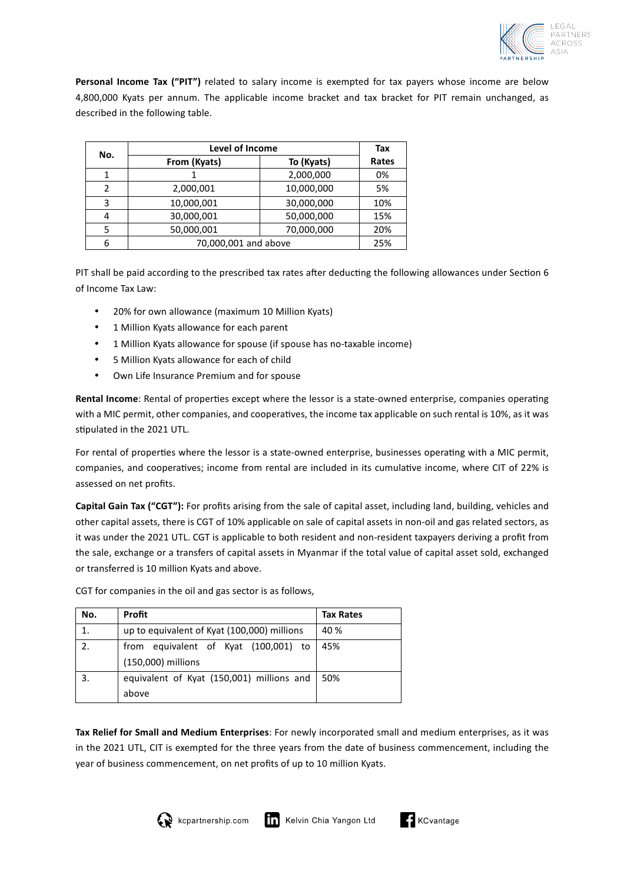**Personal Income Tax ("PIT")** related to salary income is exempted for tax payers whose income are below 4,800,000 Kyats per annum. The applicable income bracket and tax bracket for PIT remain unchanged, as described in the following table.

| No. | Level of Income | | Tax Rates |
|---|---|---|---|
| | From (Kyats) | To (Kyats) | |
| 1 | 1 | 2,000,000 | 0% |
| 2 | 2,000,001 | 10,000,000 | 5% |
| 3 | 10,000,001 | 30,000,000 | 10% |
| 4 | 30,000,001 | 50,000,000 | 15% |
| 5 | 50,000,001 | 70,000,000 | 20% |
| 6 | 70,000,001 and above | | 25% |

PIT shall be paid according to the prescribed tax rates after deducting the following allowances under Section 6 of Income Tax Law:

- 20% for own allowance (maximum 10 Million Kyats)
- 1 Million Kyats allowance for each parent
- 1 Million Kyats allowance for spouse (if spouse has no-taxable income)
- 5 Million Kyats allowance for each of child
- Own Life Insurance Premium and for spouse

**Rental Income**: Rental of properties except where the lessor is a state-owned enterprise, companies operating with a MIC permit, other companies, and cooperatives, the income tax applicable on such rental is 10%, as it was stipulated in the 2021 UTL.

For rental of properties where the lessor is a state-owned enterprise, businesses operating with a MIC permit, companies, and cooperatives; income from rental are included in its cumulative income, where CIT of 22% is assessed on net profits.

**Capital Gain Tax ("CGT"):** For profits arising from the sale of capital asset, including land, building, vehicles and other capital assets, there is CGT of 10% applicable on sale of capital assets in non-oil and gas related sectors, as it was under the 2021 UTL. CGT is applicable to both resident and non-resident taxpayers deriving a profit from the sale, exchange or a transfers of capital assets in Myanmar if the total value of capital asset sold, exchanged or transferred is 10 million Kyats and above.

CGT for companies in the oil and gas sector is as follows,

| No. | Profit | Tax Rates |
|---|---|---|
| 1. | up to equivalent of Kyat (100,000) millions | 40 % |
| 2. | from equivalent of Kyat (100,001) to (150,000) millions | 45% |
| 3. | equivalent of Kyat (150,001) millions and above | 50% |

**Tax Relief for Small and Medium Enterprises**: For newly incorporated small and medium enterprises, as it was in the 2021 UTL, CIT is exempted for the three years from the date of business commencement, including the year of business commencement, on net profits of up to 10 million Kyats.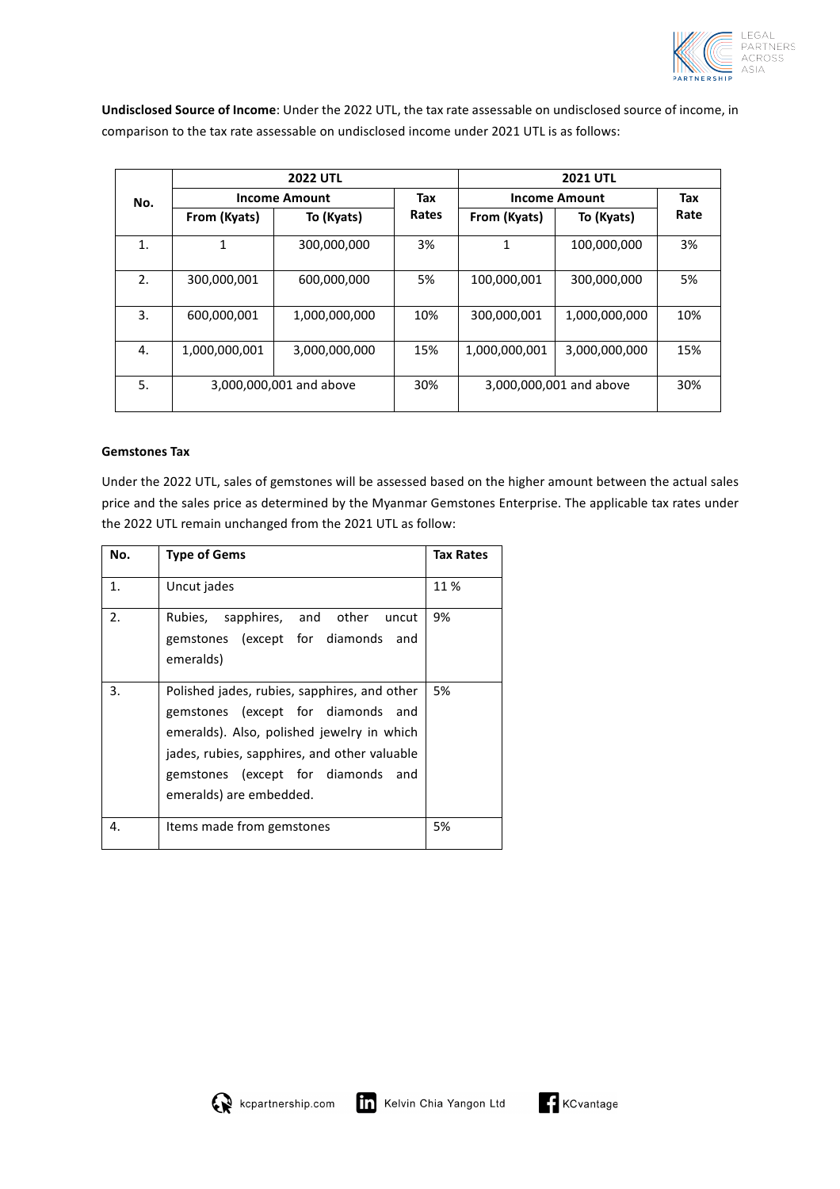**Undisclosed Source of Income**: Under the 2022 UTL, the tax rate assessable on undisclosed source of income, in comparison to the tax rate assessable on undisclosed income under 2021 UTL is as follows:

| No. | 2022 UTL | | | 2021 UTL | | |
|---|---|---|---|---|---|---|
| | Income Amount | | Tax Rates | Income Amount | | Tax Rate |
| | From (Kyats) | To (Kyats) | | From (Kyats) | To (Kyats) | |
| 1. | 1 | 300,000,000 | 3% | 1 | 100,000,000 | 3% |
| 2. | 300,000,001 | 600,000,000 | 5% | 100,000,001 | 300,000,000 | 5% |
| 3. | 600,000,001 | 1,000,000,000 | 10% | 300,000,001 | 1,000,000,000 | 10% |
| 4. | 1,000,000,001 | 3,000,000,000 | 15% | 1,000,000,001 | 3,000,000,000 | 15% |
| 5. | 3,000,000,001 and above | | 30% | 3,000,000,001 and above | | 30% |

**Gemstones Tax**

Under the 2022 UTL, sales of gemstones will be assessed based on the higher amount between the actual sales price and the sales price as determined by the Myanmar Gemstones Enterprise. The applicable tax rates under the 2022 UTL remain unchanged from the 2021 UTL as follow:

| No. | Type of Gems | Tax Rates |
|---|---|---|
| 1. | Uncut jades | 11 % |
| 2. | Rubies, sapphires, and other uncut gemstones (except for diamonds and emeralds) | 9% |
| 3. | Polished jades, rubies, sapphires, and other gemstones (except for diamonds and emeralds). Also, polished jewelry in which jades, rubies, sapphires, and other valuable gemstones (except for diamonds and emeralds) are embedded. | 5% |
| 4. | Items made from gemstones | 5% |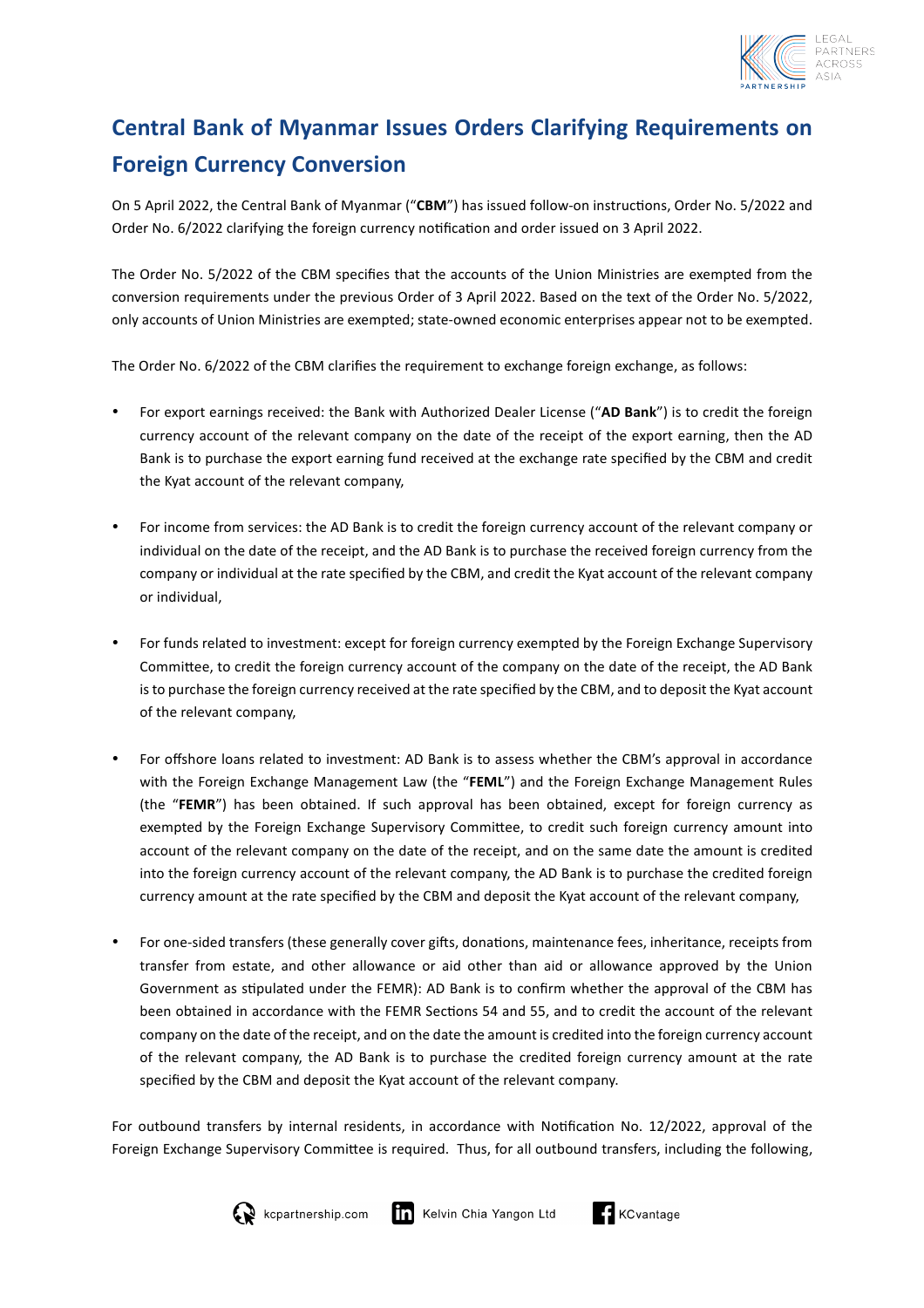# Central Bank of Myanmar Issues Orders Clarifying Requirements on Foreign Currency Conversion

On 5 April 2022, the Central Bank of Myanmar ("**CBM**") has issued follow-on instructions, Order No. 5/2022 and Order No. 6/2022 clarifying the foreign currency notification and order issued on 3 April 2022.

The Order No. 5/2022 of the CBM specifies that the accounts of the Union Ministries are exempted from the conversion requirements under the previous Order of 3 April 2022. Based on the text of the Order No. 5/2022, only accounts of Union Ministries are exempted; state-owned economic enterprises appear not to be exempted.

The Order No. 6/2022 of the CBM clarifies the requirement to exchange foreign exchange, as follows:

- For export earnings received: the Bank with Authorized Dealer License ("**AD Bank**") is to credit the foreign currency account of the relevant company on the date of the receipt of the export earning, then the AD Bank is to purchase the export earning fund received at the exchange rate specified by the CBM and credit the Kyat account of the relevant company,

- For income from services: the AD Bank is to credit the foreign currency account of the relevant company or individual on the date of the receipt, and the AD Bank is to purchase the received foreign currency from the company or individual at the rate specified by the CBM, and credit the Kyat account of the relevant company or individual,

- For funds related to investment: except for foreign currency exempted by the Foreign Exchange Supervisory Committee, to credit the foreign currency account of the company on the date of the receipt, the AD Bank is to purchase the foreign currency received at the rate specified by the CBM, and to deposit the Kyat account of the relevant company,

- For offshore loans related to investment: AD Bank is to assess whether the CBM's approval in accordance with the Foreign Exchange Management Law (the "**FEML**") and the Foreign Exchange Management Rules (the "**FEMR**") has been obtained. If such approval has been obtained, except for foreign currency as exempted by the Foreign Exchange Supervisory Committee, to credit such foreign currency amount into account of the relevant company on the date of the receipt, and on the same date the amount is credited into the foreign currency account of the relevant company, the AD Bank is to purchase the credited foreign currency amount at the rate specified by the CBM and deposit the Kyat account of the relevant company,

- For one-sided transfers (these generally cover gifts, donations, maintenance fees, inheritance, receipts from transfer from estate, and other allowance or aid other than aid or allowance approved by the Union Government as stipulated under the FEMR): AD Bank is to confirm whether the approval of the CBM has been obtained in accordance with the FEMR Sections 54 and 55, and to credit the account of the relevant company on the date of the receipt, and on the date the amount is credited into the foreign currency account of the relevant company, the AD Bank is to purchase the credited foreign currency amount at the rate specified by the CBM and deposit the Kyat account of the relevant company.

For outbound transfers by internal residents, in accordance with Notification No. 12/2022, approval of the Foreign Exchange Supervisory Committee is required. Thus, for all outbound transfers, including the following,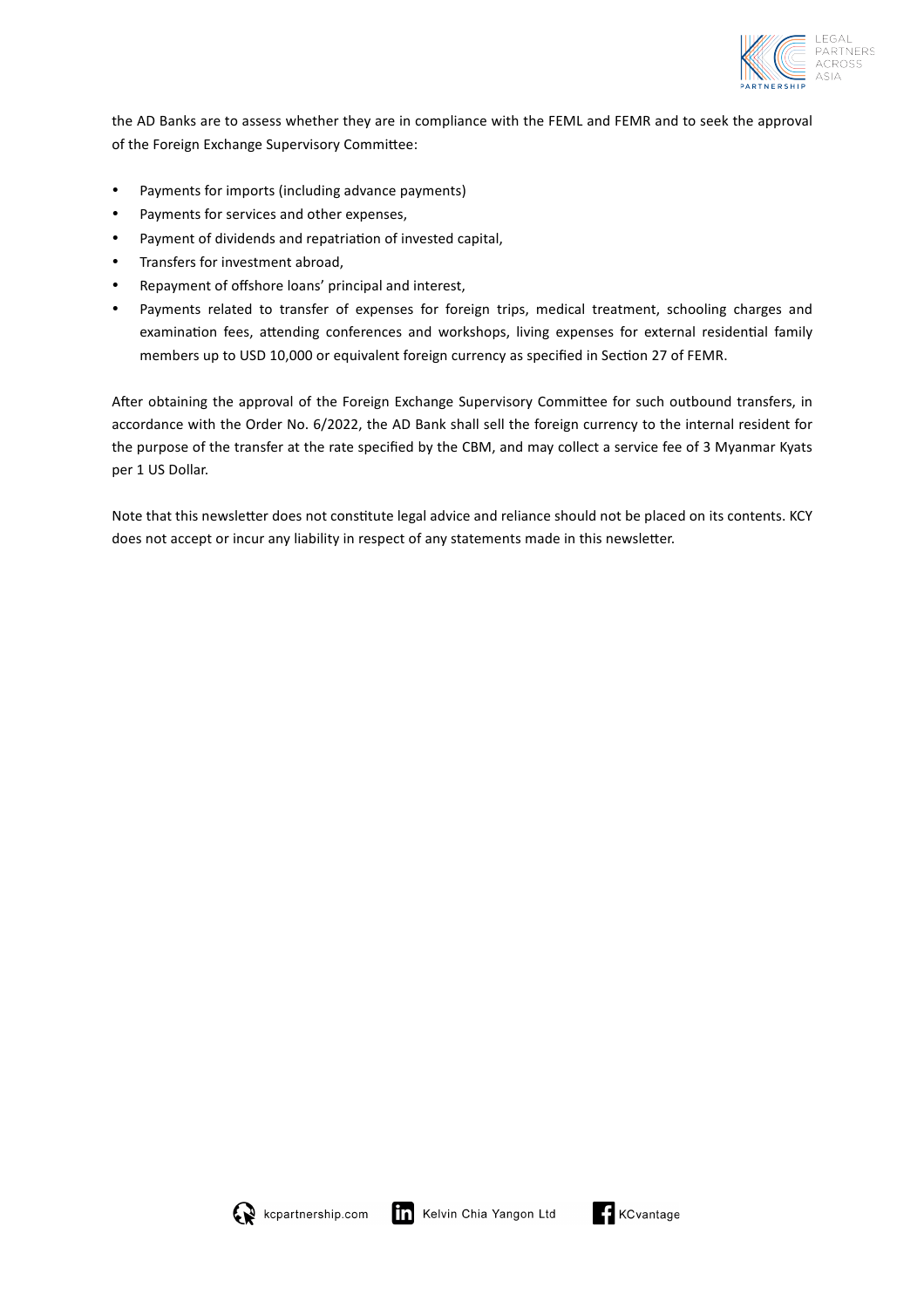the AD Banks are to assess whether they are in compliance with the FEML and FEMR and to seek the approval of the Foreign Exchange Supervisory Committee:

- Payments for imports (including advance payments)
- Payments for services and other expenses,
- Payment of dividends and repatriation of invested capital,
- Transfers for investment abroad,
- Repayment of offshore loans' principal and interest,
- Payments related to transfer of expenses for foreign trips, medical treatment, schooling charges and examination fees, attending conferences and workshops, living expenses for external residential family members up to USD 10,000 or equivalent foreign currency as specified in Section 27 of FEMR.

After obtaining the approval of the Foreign Exchange Supervisory Committee for such outbound transfers, in accordance with the Order No. 6/2022, the AD Bank shall sell the foreign currency to the internal resident for the purpose of the transfer at the rate specified by the CBM, and may collect a service fee of 3 Myanmar Kyats per 1 US Dollar.

Note that this newsletter does not constitute legal advice and reliance should not be placed on its contents. KCY does not accept or incur any liability in respect of any statements made in this newsletter.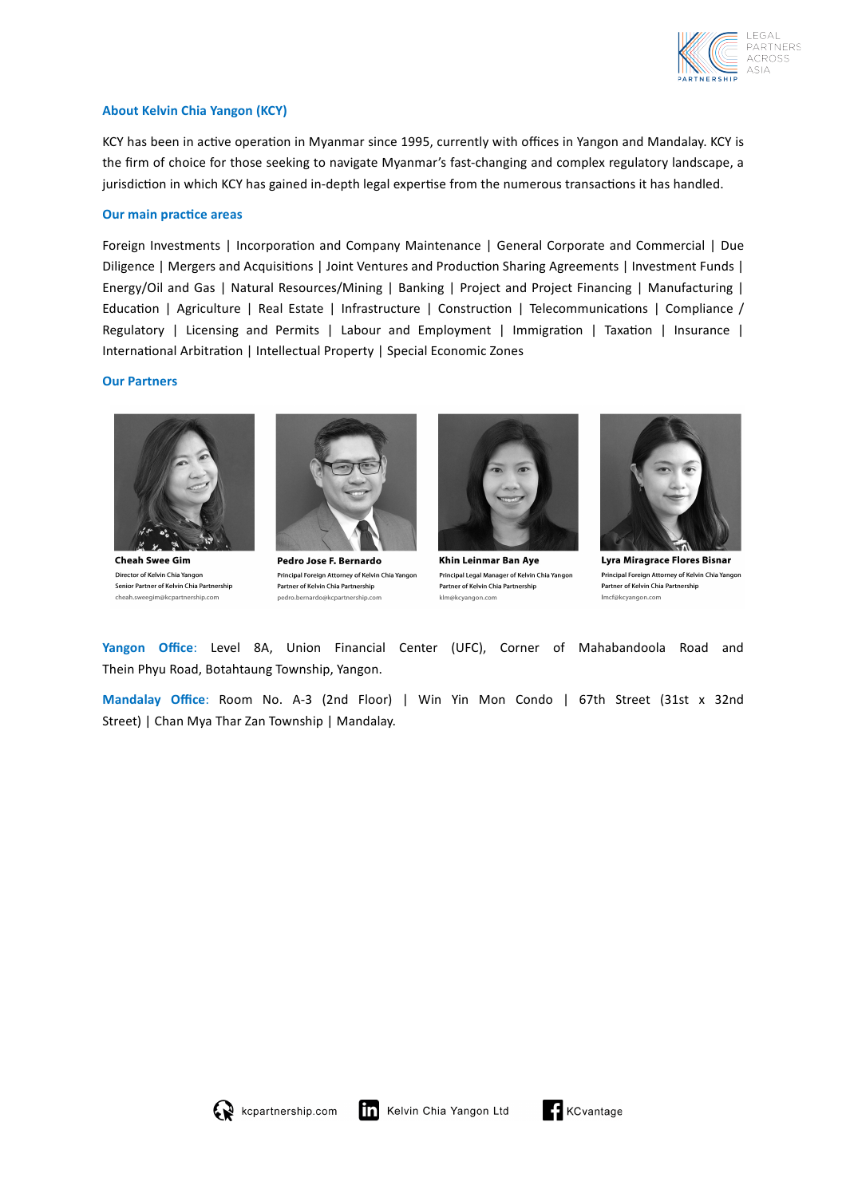## About Kelvin Chia Yangon (KCY)

KCY has been in active operation in Myanmar since 1995, currently with offices in Yangon and Mandalay. KCY is the firm of choice for those seeking to navigate Myanmar's fast-changing and complex regulatory landscape, a jurisdiction in which KCY has gained in-depth legal expertise from the numerous transactions it has handled.

## Our main practice areas

Foreign Investments | Incorporation and Company Maintenance | General Corporate and Commercial | Due Diligence | Mergers and Acquisitions | Joint Ventures and Production Sharing Agreements | Investment Funds | Energy/Oil and Gas | Natural Resources/Mining | Banking | Project and Project Financing | Manufacturing | Education | Agriculture | Real Estate | Infrastructure | Construction | Telecommunications | Compliance / Regulatory | Licensing and Permits | Labour and Employment | Immigration | Taxation | Insurance | International Arbitration | Intellectual Property | Special Economic Zones

## Our Partners

**Cheah Swee Gim**
Director of Kelvin Chia Yangon
Senior Partner of Kelvin Chia Partnership
cheah.sweegim@kcpartnership.com

**Pedro Jose F. Bernardo**
Principal Foreign Attorney of Kelvin Chia Yangon
Partner of Kelvin Chia Partnership
pedro.bernardo@kcpartnership.com

**Khin Leinmar Ban Aye**
Principal Legal Manager of Kelvin Chia Yangon
Partner of Kelvin Chia Partnership
klm@kcyangon.com

**Lyra Miragrace Flores Bisnar**
Principal Foreign Attorney of Kelvin Chia Yangon
Partner of Kelvin Chia Partnership
lmcf@kcyangon.com

**Yangon Office**: Level 8A, Union Financial Center (UFC), Corner of Mahabandoola Road and Thein Phyu Road, Botahtaung Township, Yangon.

**Mandalay Office**: Room No. A-3 (2nd Floor) | Win Yin Mon Condo | 67th Street (31st x 32nd Street) | Chan Mya Thar Zan Township | Mandalay.

kcpartnership.com | Kelvin Chia Yangon Ltd | KCvantage